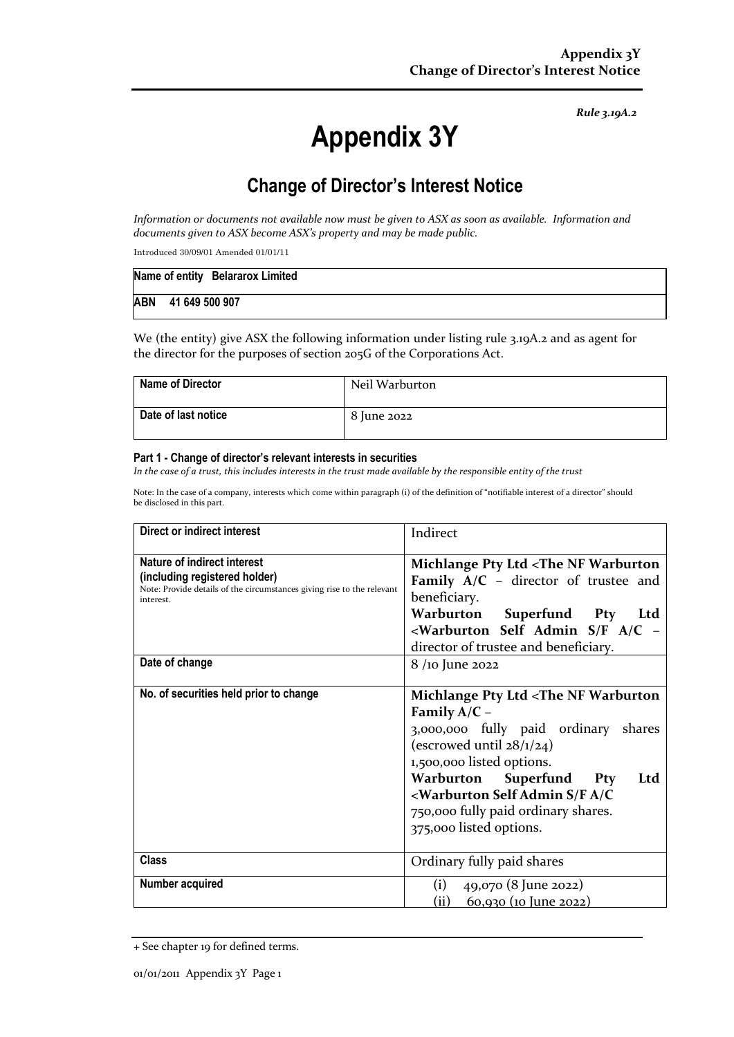*Rule 3.19A.2*

# Appendix 3Y

## Change of Director's Interest Notice

*Information or documents not available now must be given to ASX as soon as available. Information and documents given to ASX become ASX's property and may be made public.*

Introduced 30/09/01 Amended 01/01/11

| **Name of entity** Belararox Limited |
|---|
| **ABN** 41 649 500 907 |

We (the entity) give ASX the following information under listing rule 3.19A.2 and as agent for the director for the purposes of section 205G of the Corporations Act.

| **Name of Director** | Neil Warburton |
|---|---|
| **Date of last notice** | 8 June 2022 |

#### Part 1 - Change of director's relevant interests in securities

*In the case of a trust, this includes interests in the trust made available by the responsible entity of the trust*

Note: In the case of a company, interests which come within paragraph (i) of the definition of "notifiable interest of a director" should be disclosed in this part.

| **Direct or indirect interest** | Indirect |
|---|---|
| **Nature of indirect interest (including registered holder)**<br>Note: Provide details of the circumstances giving rise to the relevant interest. | **Michlange Pty Ltd <The NF Warburton Family A/C** – director of trustee and beneficiary.<br>**Warburton Superfund Pty Ltd <Warburton Self Admin S/F A/C** – director of trustee and beneficiary. |
| **Date of change** | 8 /10 June 2022 |
| **No. of securities held prior to change** | **Michlange Pty Ltd <The NF Warburton Family A/C** –<br>3,000,000 fully paid ordinary shares (escrowed until 28/1/24)<br>1,500,000 listed options.<br>**Warburton Superfund Pty Ltd <Warburton Self Admin S/F A/C**<br>750,000 fully paid ordinary shares.<br>375,000 listed options. |
| **Class** | Ordinary fully paid shares |
| **Number acquired** | (i) 49,070 (8 June 2022)<br>(ii) 60,930 (10 June 2022) |

+ See chapter 19 for defined terms.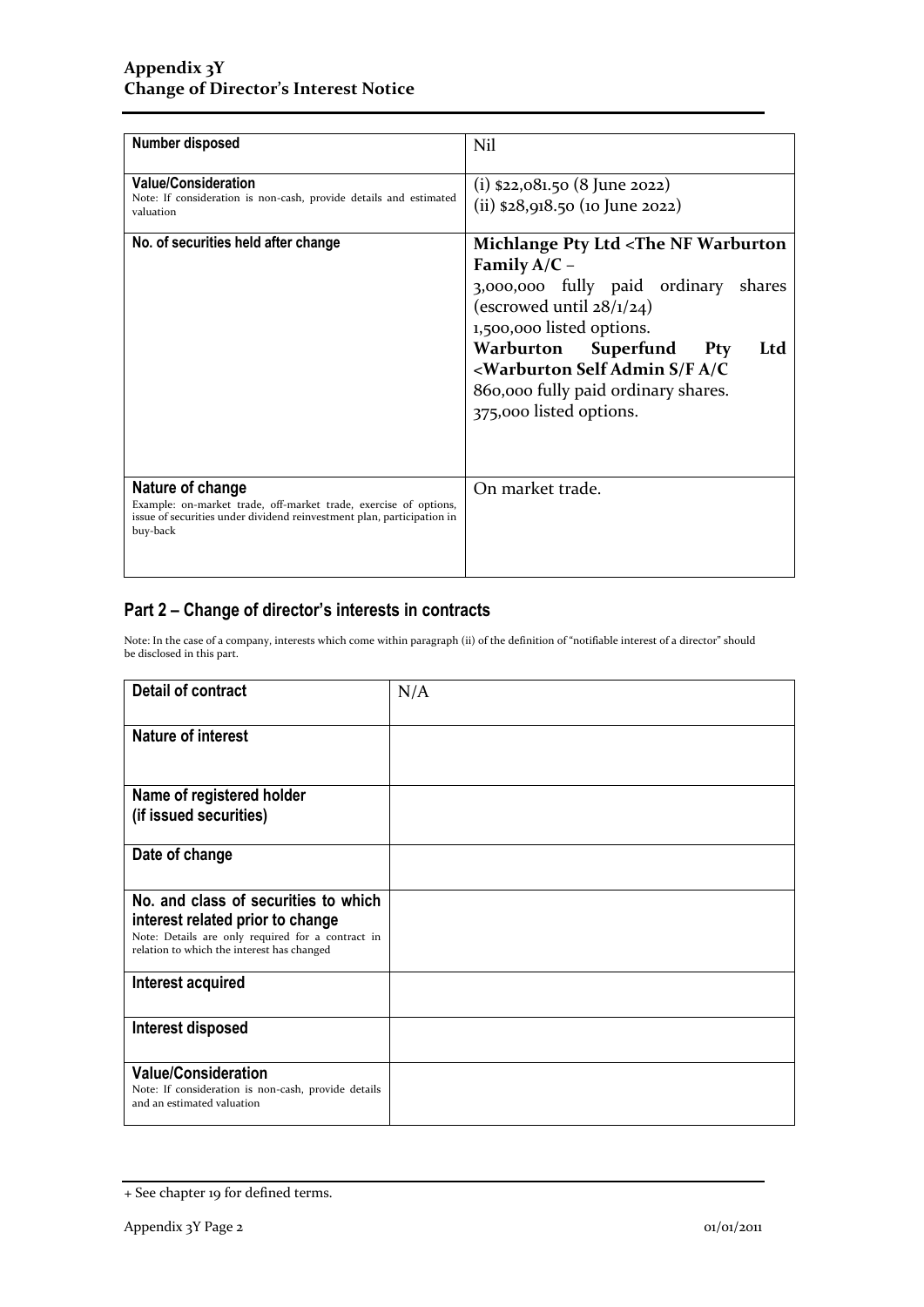| Number disposed | Nil |
|---|---|
| **Value/Consideration**<br>Note: If consideration is non-cash, provide details and estimated valuation | (i) $22,081.50 (8 June 2022)<br>(ii) $28,918.50 (10 June 2022) |
| **No. of securities held after change** | **Michlange Pty Ltd <The NF Warburton Family A/C** –<br>3,000,000 fully paid ordinary shares (escrowed until 28/1/24)<br>1,500,000 listed options.<br>**Warburton Superfund Pty Ltd <Warburton Self Admin S/F A/C**<br>860,000 fully paid ordinary shares.<br>375,000 listed options. |
| **Nature of change**<br>Example: on-market trade, off-market trade, exercise of options, issue of securities under dividend reinvestment plan, participation in buy-back | On market trade. |

## Part 2 – Change of director's interests in contracts

Note: In the case of a company, interests which come within paragraph (ii) of the definition of "notifiable interest of a director" should be disclosed in this part.

| Detail of contract | N/A |
|---|---|
| **Nature of interest** | |
| **Name of registered holder (if issued securities)** | |
| **Date of change** | |
| **No. and class of securities to which interest related prior to change**<br>Note: Details are only required for a contract in relation to which the interest has changed | |
| **Interest acquired** | |
| **Interest disposed** | |
| **Value/Consideration**<br>Note: If consideration is non-cash, provide details and an estimated valuation | |

+ See chapter 19 for defined terms.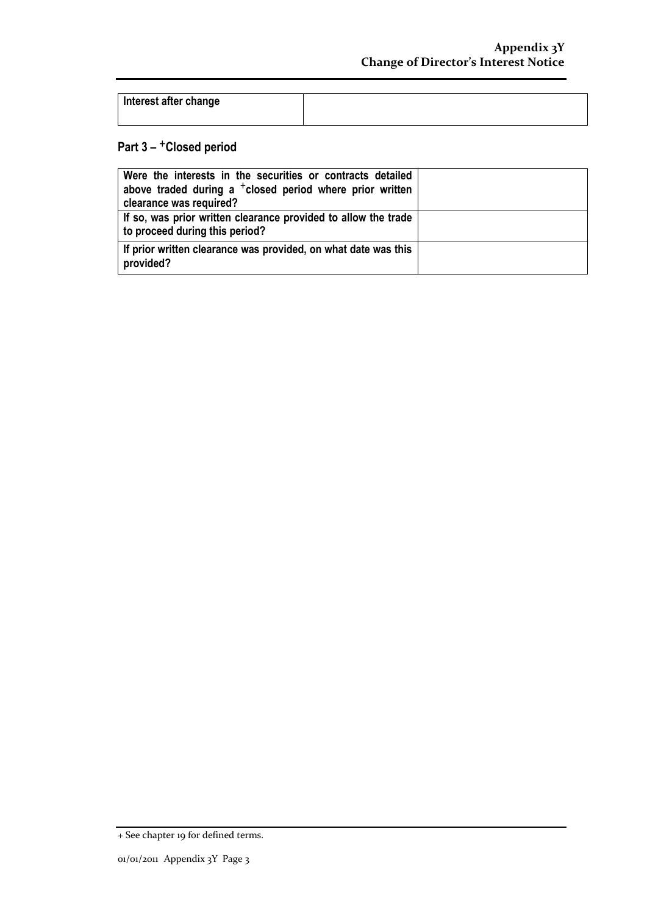| | |
|---|---|
| Interest after change | |

## Part 3 – +Closed period

| | |
|---|---|
| Were the interests in the securities or contracts detailed above traded during a +closed period where prior written clearance was required? | |
| If so, was prior written clearance provided to allow the trade to proceed during this period? | |
| If prior written clearance was provided, on what date was this provided? | |